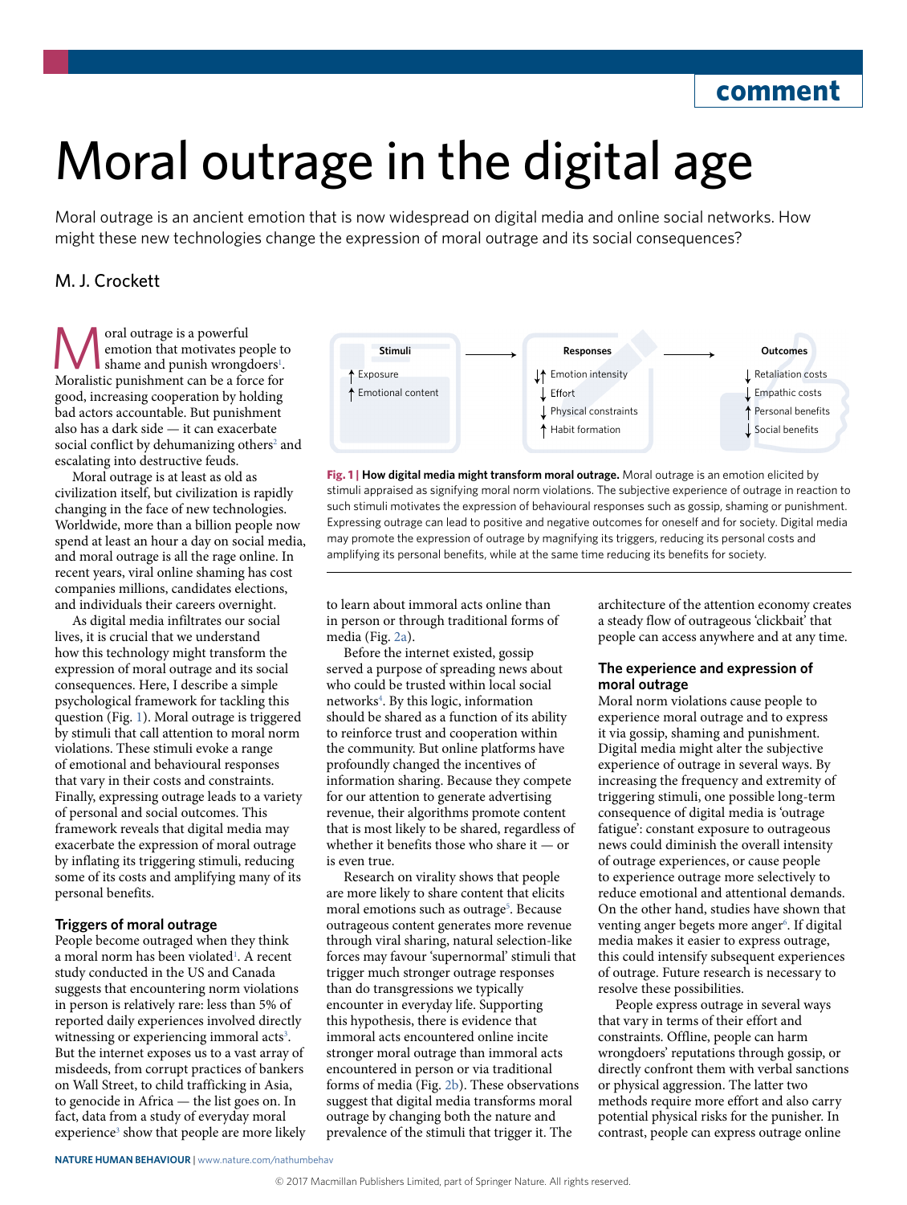comment

# Moral outrage in the digital age

Moral outrage is an ancient emotion that is now widespread on digital media and online social networks. How might these new technologies change the expression of moral outrage and its social consequences?

M. J. Crockett

Moral outrage is a powerful emotion that motivates people to shame and punish wrongdoers[1]. Moralistic punishment can be a force for good, increasing cooperation by holding bad actors accountable. But punishment also has a dark side — it can exacerbate social conflict by dehumanizing others[2] and escalating into destructive feuds.

Moral outrage is at least as old as civilization itself, but civilization is rapidly changing in the face of new technologies. Worldwide, more than a billion people now spend at least an hour a day on social media, and moral outrage is all the rage online. In recent years, viral online shaming has cost companies millions, candidates elections, and individuals their careers overnight.

As digital media infiltrates our social lives, it is crucial that we understand how this technology might transform the expression of moral outrage and its social consequences. Here, I describe a simple psychological framework for tackling this question (Fig. 1). Moral outrage is triggered by stimuli that call attention to moral norm violations. These stimuli evoke a range of emotional and behavioural responses that vary in their costs and constraints. Finally, expressing outrage leads to a variety of personal and social outcomes. This framework reveals that digital media may exacerbate the expression of moral outrage by inflating its triggering stimuli, reducing some of its costs and amplifying many of its personal benefits.

Stimuli
↑ Exposure
↑ Emotional content

Responses
↓↑ Emotion intensity
↓ Effort
↓ Physical constraints
↑ Habit formation

Outcomes
↓ Retaliation costs
↓ Empathic costs
↑ Personal benefits
↓ Social benefits

**Fig. 1 | How digital media might transform moral outrage.** Moral outrage is an emotion elicited by stimuli appraised as signifying moral norm violations. The subjective experience of outrage in reaction to such stimuli motivates the expression of behavioural responses such as gossip, shaming or punishment. Expressing outrage can lead to positive and negative outcomes for oneself and for society. Digital media may promote the expression of outrage by magnifying its triggers, reducing its personal costs and amplifying its personal benefits, while at the same time reducing its benefits for society.

## Triggers of moral outrage

People become outraged when they think a moral norm has been violated[1]. A recent study conducted in the US and Canada suggests that encountering norm violations in person is relatively rare: less than 5% of reported daily experiences involved directly witnessing or experiencing immoral acts[3]. But the internet exposes us to a vast array of misdeeds, from corrupt practices of bankers on Wall Street, to child trafficking in Asia, to genocide in Africa — the list goes on. In fact, data from a study of everyday moral experience[3] show that people are more likely to learn about immoral acts online than in person or through traditional forms of media (Fig. 2a).

Before the internet existed, gossip served a purpose of spreading news about who could be trusted within local social networks[4]. By this logic, information should be shared as a function of its ability to reinforce trust and cooperation within the community. But online platforms have profoundly changed the incentives of information sharing. Because they compete for our attention to generate advertising revenue, their algorithms promote content that is most likely to be shared, regardless of whether it benefits those who share it — or is even true.

Research on virality shows that people are more likely to share content that elicits moral emotions such as outrage[5]. Because outrageous content generates more revenue through viral sharing, natural selection-like forces may favour 'supernormal' stimuli that trigger much stronger outrage responses than do transgressions we typically encounter in everyday life. Supporting this hypothesis, there is evidence that immoral acts encountered online incite stronger moral outrage than immoral acts encountered in person or via traditional forms of media (Fig. 2b). These observations suggest that digital media transforms moral outrage by changing both the nature and prevalence of the stimuli that trigger it. The architecture of the attention economy creates a steady flow of outrageous 'clickbait' that people can access anywhere and at any time.

## The experience and expression of moral outrage

Moral norm violations cause people to experience moral outrage and to express it via gossip, shaming and punishment. Digital media might alter the subjective experience of outrage in several ways. By increasing the frequency and extremity of triggering stimuli, one possible long-term consequence of digital media is 'outrage fatigue': constant exposure to outrageous news could diminish the overall intensity of outrage experiences, or cause people to experience outrage more selectively to reduce emotional and attentional demands. On the other hand, studies have shown that venting anger begets more anger[6]. If digital media makes it easier to express outrage, this could intensify subsequent experiences of outrage. Future research is necessary to resolve these possibilities.

People express outrage in several ways that vary in terms of their effort and constraints. Offline, people can harm wrongdoers' reputations through gossip, or directly confront them with verbal sanctions or physical aggression. The latter two methods require more effort and also carry potential physical risks for the punisher. In contrast, people can express outrage online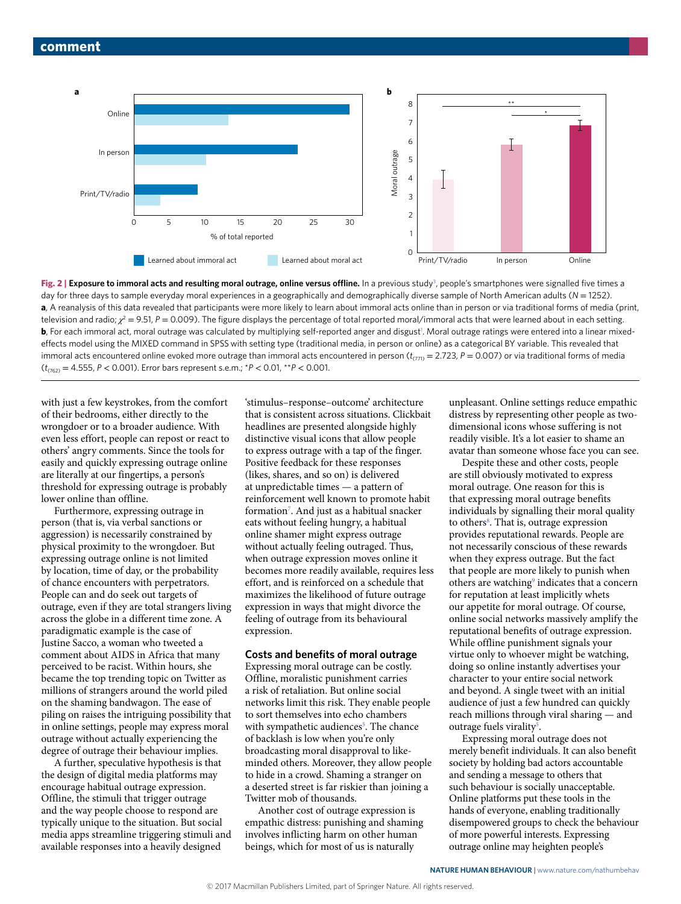a

Online

In person

Print/TV/radio

0 5 10 15 20 25 30

% of total reported

Learned about immoral act

Learned about moral act

b

Moral outrage

0 1 2 3 4 5 6 7 8

Print/TV/radio

In person

Online

**

*

**Fig. 2 | Exposure to immoral acts and resulting moral outrage, online versus offline.** In a previous study[3], people's smartphones were signalled five times a day for three days to sample everyday moral experiences in a geographically and demographically diverse sample of North American adults ($N = 1252$). **a**, A reanalysis of this data revealed that participants were more likely to learn about immoral acts online than in person or via traditional forms of media (print, television and radio; $\chi^2 = 9.51$, $P = 0.009$). The figure displays the percentage of total reported moral/immoral acts that were learned about in each setting. **b**, For each immoral act, moral outrage was calculated by multiplying self-reported anger and disgust[1]. Moral outrage ratings were entered into a linear mixed-effects model using the MIXED command in SPSS with setting type (traditional media, in person or online) as a categorical BY variable. This revealed that immoral acts encountered online evoked more outrage than immoral acts encountered in person ($t_{(771)} = 2.723$, $P = 0.007$) or via traditional forms of media ($t_{(762)} = 4.555$, $P < 0.001$). Error bars represent s.e.m.; $^*P < 0.01$, $^{**}P < 0.001$.

with just a few keystrokes, from the comfort of their bedrooms, either directly to the wrongdoer or to a broader audience. With even less effort, people can repost or react to others' angry comments. Since the tools for easily and quickly expressing outrage online are literally at our fingertips, a person's threshold for expressing outrage is probably lower online than offline.

Furthermore, expressing outrage in person (that is, via verbal sanctions or aggression) is necessarily constrained by physical proximity to the wrongdoer. But expressing outrage online is not limited by location, time of day, or the probability of chance encounters with perpetrators. People can and do seek out targets of outrage, even if they are total strangers living across the globe in a different time zone. A paradigmatic example is the case of Justine Sacco, a woman who tweeted a comment about AIDS in Africa that many perceived to be racist. Within hours, she became the top trending topic on Twitter as millions of strangers around the world piled on the shaming bandwagon. The ease of piling on raises the intriguing possibility that in online settings, people may express moral outrage without actually experiencing the degree of outrage their behaviour implies.

A further, speculative hypothesis is that the design of digital media platforms may encourage habitual outrage expression. Offline, the stimuli that trigger outrage and the way people choose to respond are typically unique to the situation. But social media apps streamline triggering stimuli and available responses into a heavily designed 'stimulus–response–outcome' architecture that is consistent across situations. Clickbait headlines are presented alongside highly distinctive visual icons that allow people to express outrage with a tap of the finger. Positive feedback for these responses (likes, shares, and so on) is delivered at unpredictable times — a pattern of reinforcement well known to promote habit formation[7]. And just as a habitual snacker eats without feeling hungry, a habitual online shamer might express outrage without actually feeling outraged. Thus, when outrage expression moves online it becomes more readily available, requires less effort, and is reinforced on a schedule that maximizes the likelihood of future outrage expression in ways that might divorce the feeling of outrage from its behavioural expression.

## Costs and benefits of moral outrage

Expressing moral outrage can be costly. Offline, moralistic punishment carries a risk of retaliation. But online social networks limit this risk. They enable people to sort themselves into echo chambers with sympathetic audiences[5]. The chance of backlash is low when you're only broadcasting moral disapproval to like-minded others. Moreover, they allow people to hide in a crowd. Shaming a stranger on a deserted street is far riskier than joining a Twitter mob of thousands.

Another cost of outrage expression is empathic distress: punishing and shaming involves inflicting harm on other human beings, which for most of us is naturally unpleasant. Online settings reduce empathic distress by representing other people as two-dimensional icons whose suffering is not readily visible. It's a lot easier to shame an avatar than someone whose face you can see.

Despite these and other costs, people are still obviously motivated to express moral outrage. One reason for this is that expressing moral outrage benefits individuals by signalling their moral quality to others[8]. That is, outrage expression provides reputational rewards. People are not necessarily conscious of these rewards when they express outrage. But the fact that people are more likely to punish when others are watching[9] indicates that a concern for reputation at least implicitly whets our appetite for moral outrage. Of course, online social networks massively amplify the reputational benefits of outrage expression. While offline punishment signals your virtue only to whoever might be watching, doing so online instantly advertises your character to your entire social network and beyond. A single tweet with an initial audience of just a few hundred can quickly reach millions through viral sharing — and outrage fuels virality[5].

Expressing moral outrage does not merely benefit individuals. It can also benefit society by holding bad actors accountable and sending a message to others that such behaviour is socially unacceptable. Online platforms put these tools in the hands of everyone, enabling traditionally disempowered groups to check the behaviour of more powerful interests. Expressing outrage online may heighten people's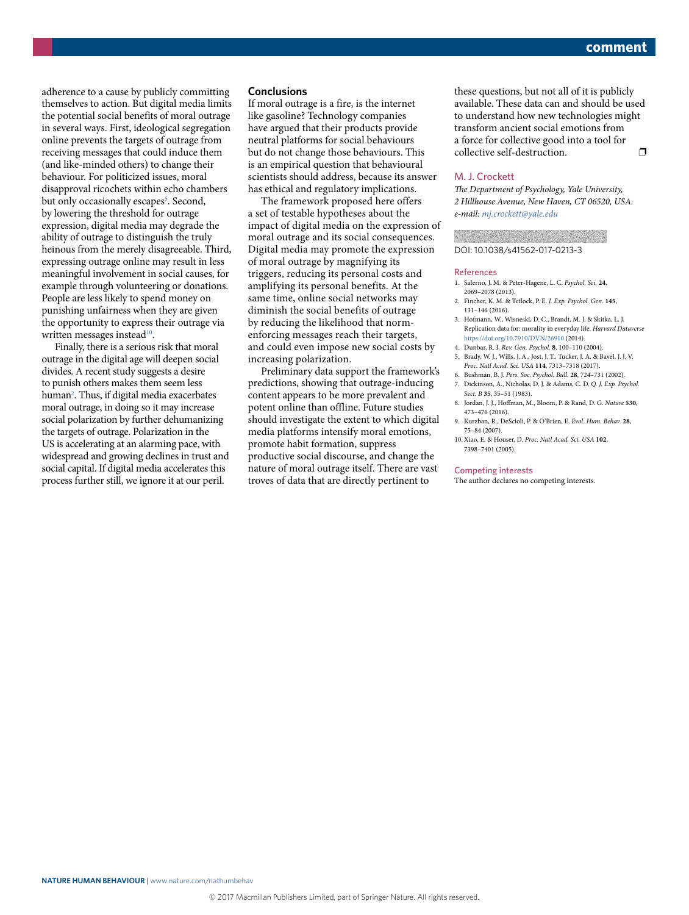adherence to a cause by publicly committing themselves to action. But digital media limits the potential social benefits of moral outrage in several ways. First, ideological segregation online prevents the targets of outrage from receiving messages that could induce them (and like-minded others) to change their behaviour. For politicized issues, moral disapproval ricochets within echo chambers but only occasionally escapes[5]. Second, by lowering the threshold for outrage expression, digital media may degrade the ability of outrage to distinguish the truly heinous from the merely disagreeable. Third, expressing outrage online may result in less meaningful involvement in social causes, for example through volunteering or donations. People are less likely to spend money on punishing unfairness when they are given the opportunity to express their outrage via written messages instead[10].

Finally, there is a serious risk that moral outrage in the digital age will deepen social divides. A recent study suggests a desire to punish others makes them seem less human[2]. Thus, if digital media exacerbates moral outrage, in doing so it may increase social polarization by further dehumanizing the targets of outrage. Polarization in the US is accelerating at an alarming pace, with widespread and growing declines in trust and social capital. If digital media accelerates this process further still, we ignore it at our peril.

## Conclusions

If moral outrage is a fire, is the internet like gasoline? Technology companies have argued that their products provide neutral platforms for social behaviours but do not change those behaviours. This is an empirical question that behavioural scientists should address, because its answer has ethical and regulatory implications.

The framework proposed here offers a set of testable hypotheses about the impact of digital media on the expression of moral outrage and its social consequences. Digital media may promote the expression of moral outrage by magnifying its triggers, reducing its personal costs and amplifying its personal benefits. At the same time, online social networks may diminish the social benefits of outrage by reducing the likelihood that norm-enforcing messages reach their targets, and could even impose new social costs by increasing polarization.

Preliminary data support the framework's predictions, showing that outrage-inducing content appears to be more prevalent and potent online than offline. Future studies should investigate the extent to which digital media platforms intensify moral emotions, promote habit formation, suppress productive social discourse, and change the nature of moral outrage itself. There are vast troves of data that are directly pertinent to these questions, but not all of it is publicly available. These data can and should be used to understand how new technologies might transform ancient social emotions from a force for collective good into a tool for collective self-destruction. ❐

**M. J. Crockett**

*The Department of Psychology, Yale University, 2 Hillhouse Avenue, New Haven, CT 06520, USA.*
*e-mail: mj.crockett@yale.edu*

DOI: 10.1038/s41562-017-0213-3

### References

1. Salerno, J. M. & Peter-Hagene, L. C. *Psychol. Sci.* **24**, 2069–2078 (2013).
2. Fincher, K. M. & Tetlock, P. E. *J. Exp. Psychol. Gen.* **145**, 131–146 (2016).
3. Hofmann, W., Wisneski, D. C., Brandt, M. J. & Skitka, L. J. Replication data for: morality in everyday life. *Harvard Dataverse* https://doi.org/10.7910/DVN/26910 (2014).
4. Dunbar, R. I. *Rev. Gen. Psychol.* **8**, 100–110 (2004).
5. Brady, W. J., Wills, J. A., Jost, J. T., Tucker, J. A. & Bavel, J. J. V. *Proc. Natl Acad. Sci. USA* **114**, 7313–7318 (2017).
6. Bushman, B. J. *Pers. Soc. Psychol. Bull.* **28**, 724–731 (2002).
7. Dickinson, A., Nicholas, D. J. & Adams, C. D. *Q. J. Exp. Psychol. Sect. B* **35**, 35–51 (1983).
8. Jordan, J. J., Hoffman, M., Bloom, P. & Rand, D. G. *Nature* **530**, 473–476 (2016).
9. Kurzban, R., DeScioli, P. & O'Brien, E. *Evol. Hum. Behav.* **28**, 75–84 (2007).
10. Xiao, E. & Houser, D. *Proc. Natl Acad. Sci. USA* **102**, 7398–7401 (2005).

### Competing interests

The author declares no competing interests.